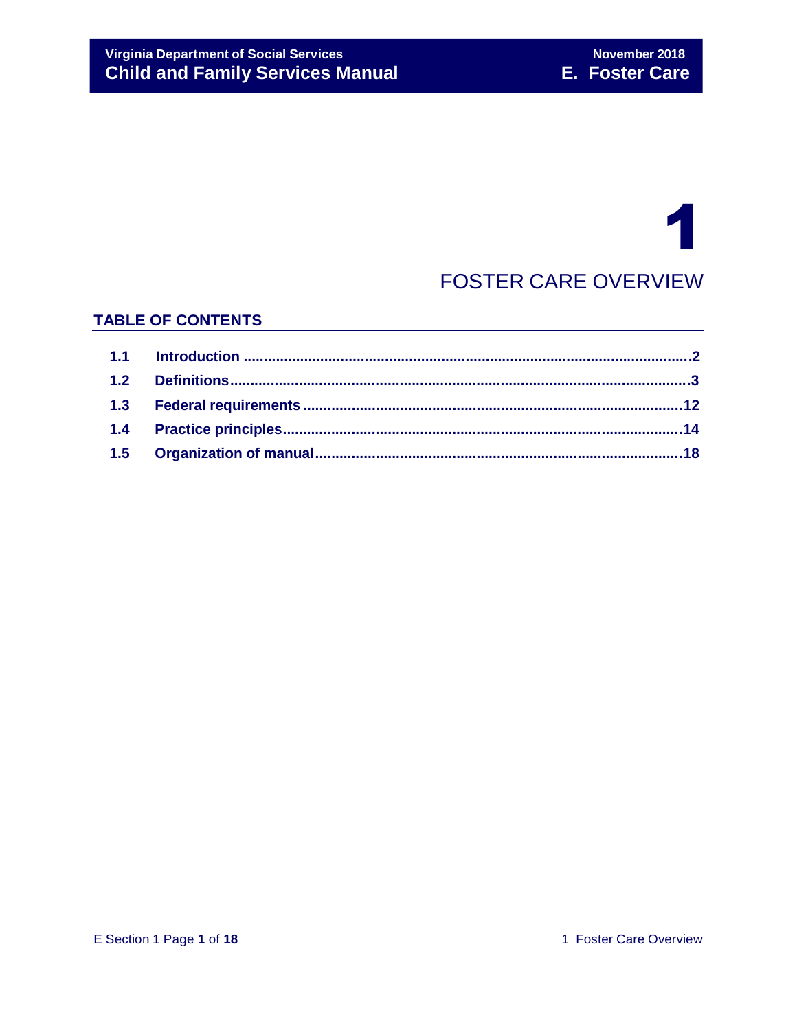# 1

# FOSTER CARE OVERVIEW

## TABLE OF CONTENTS

| | | |
|---|---|---|
| **1.1** | **Introduction** | **2** |
| **1.2** | **Definitions** | **3** |
| **1.3** | **Federal requirements** | **12** |
| **1.4** | **Practice principles** | **14** |
| **1.5** | **Organization of manual** | **18** |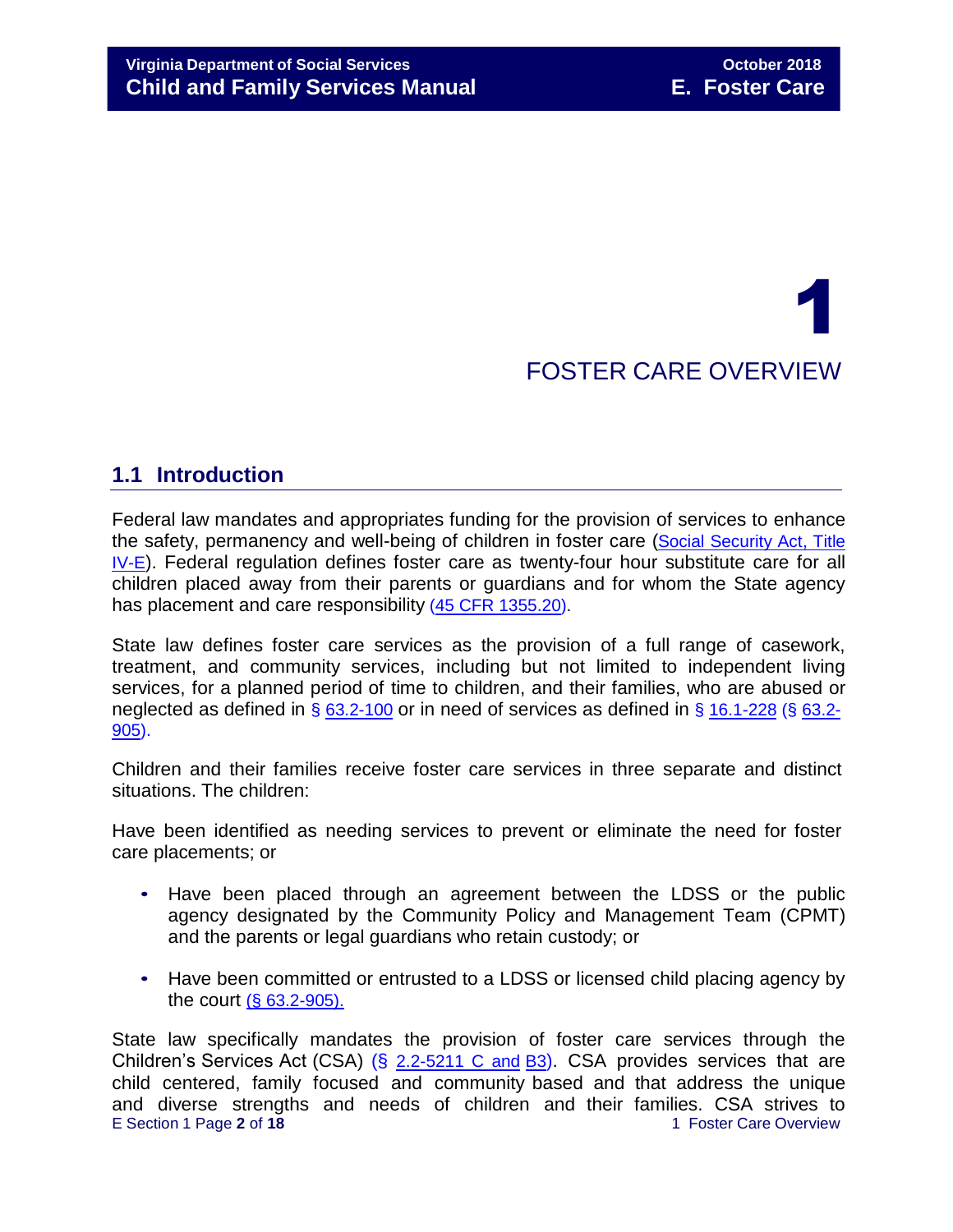# 1

# FOSTER CARE OVERVIEW

## 1.1 Introduction

Federal law mandates and appropriates funding for the provision of services to enhance the safety, permanency and well-being of children in foster care (Social Security Act, Title IV-E). Federal regulation defines foster care as twenty-four hour substitute care for all children placed away from their parents or guardians and for whom the State agency has placement and care responsibility (45 CFR 1355.20).

State law defines foster care services as the provision of a full range of casework, treatment, and community services, including but not limited to independent living services, for a planned period of time to children, and their families, who are abused or neglected as defined in § 63.2-100 or in need of services as defined in § 16.1-228 (§ 63.2-905).

Children and their families receive foster care services in three separate and distinct situations. The children:

Have been identified as needing services to prevent or eliminate the need for foster care placements; or

- Have been placed through an agreement between the LDSS or the public agency designated by the Community Policy and Management Team (CPMT) and the parents or legal guardians who retain custody; or
- Have been committed or entrusted to a LDSS or licensed child placing agency by the court (§ 63.2-905).

State law specifically mandates the provision of foster care services through the Children's Services Act (CSA) (§ 2.2-5211 C and B3). CSA provides services that are child centered, family focused and community based and that address the unique and diverse strengths and needs of children and their families. CSA strives to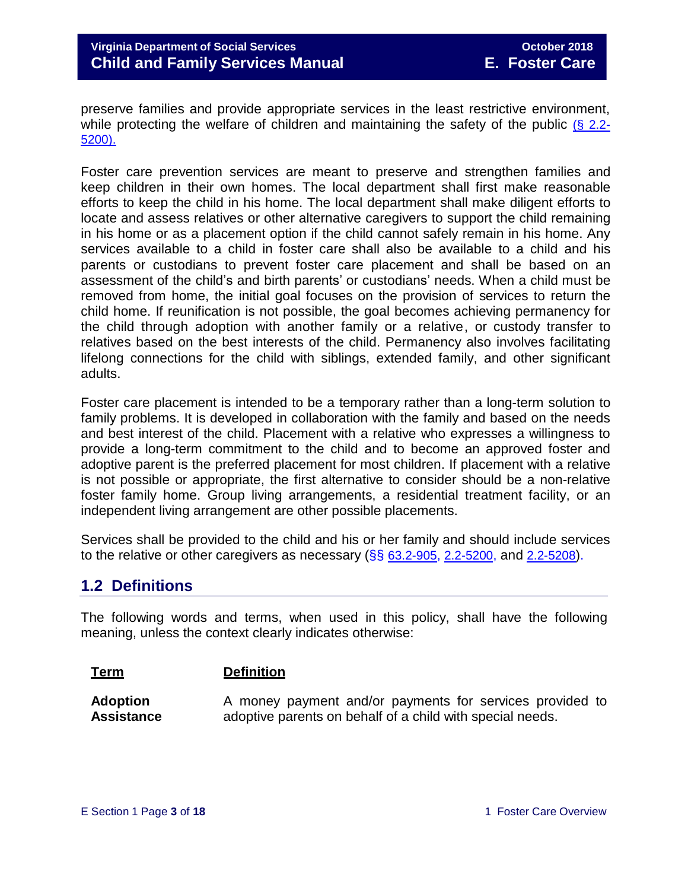preserve families and provide appropriate services in the least restrictive environment, while protecting the welfare of children and maintaining the safety of the public (§ 2.2-5200).

Foster care prevention services are meant to preserve and strengthen families and keep children in their own homes. The local department shall first make reasonable efforts to keep the child in his home. The local department shall make diligent efforts to locate and assess relatives or other alternative caregivers to support the child remaining in his home or as a placement option if the child cannot safely remain in his home. Any services available to a child in foster care shall also be available to a child and his parents or custodians to prevent foster care placement and shall be based on an assessment of the child's and birth parents' or custodians' needs. When a child must be removed from home, the initial goal focuses on the provision of services to return the child home. If reunification is not possible, the goal becomes achieving permanency for the child through adoption with another family or a relative, or custody transfer to relatives based on the best interests of the child. Permanency also involves facilitating lifelong connections for the child with siblings, extended family, and other significant adults.

Foster care placement is intended to be a temporary rather than a long-term solution to family problems. It is developed in collaboration with the family and based on the needs and best interest of the child. Placement with a relative who expresses a willingness to provide a long-term commitment to the child and to become an approved foster and adoptive parent is the preferred placement for most children. If placement with a relative is not possible or appropriate, the first alternative to consider should be a non-relative foster family home. Group living arrangements, a residential treatment facility, or an independent living arrangement are other possible placements.

Services shall be provided to the child and his or her family and should include services to the relative or other caregivers as necessary (§§ 63.2-905, 2.2-5200, and 2.2-5208).

## 1.2 Definitions

The following words and terms, when used in this policy, shall have the following meaning, unless the context clearly indicates otherwise:

| Term | Definition |
| --- | --- |
| **Adoption Assistance** | A money payment and/or payments for services provided to adoptive parents on behalf of a child with special needs. |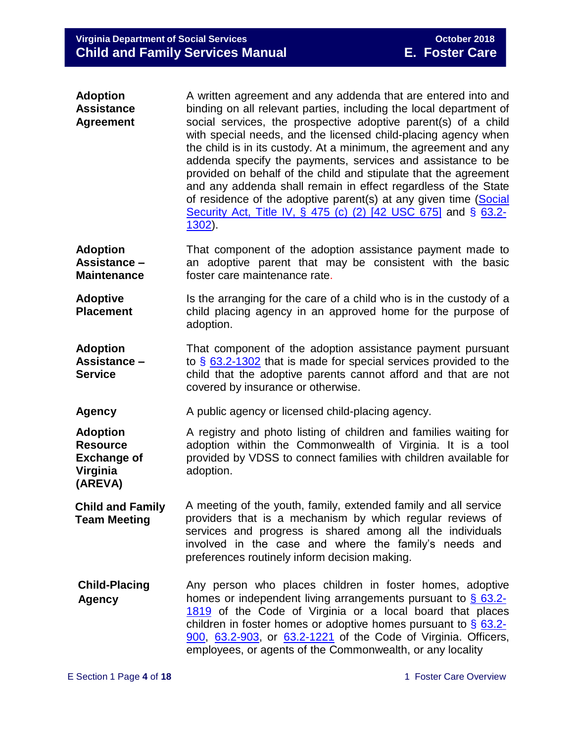| | |
|---|---|
| **Adoption Assistance Agreement** | A written agreement and any addenda that are entered into and binding on all relevant parties, including the local department of social services, the prospective adoptive parent(s) of a child with special needs, and the licensed child-placing agency when the child is in its custody. At a minimum, the agreement and any addenda specify the payments, services and assistance to be provided on behalf of the child and stipulate that the agreement and any addenda shall remain in effect regardless of the State of residence of the adoptive parent(s) at any given time (Social Security Act, Title IV, § 475 (c) (2) [42 USC 675] and § 63.2-1302). |
| **Adoption Assistance – Maintenance** | That component of the adoption assistance payment made to an adoptive parent that may be consistent with the basic foster care maintenance rate. |
| **Adoptive Placement** | Is the arranging for the care of a child who is in the custody of a child placing agency in an approved home for the purpose of adoption. |
| **Adoption Assistance – Service** | That component of the adoption assistance payment pursuant to § 63.2-1302 that is made for special services provided to the child that the adoptive parents cannot afford and that are not covered by insurance or otherwise. |
| **Agency** | A public agency or licensed child-placing agency. |
| **Adoption Resource Exchange of Virginia (AREVA)** | A registry and photo listing of children and families waiting for adoption within the Commonwealth of Virginia. It is a tool provided by VDSS to connect families with children available for adoption. |
| **Child and Family Team Meeting** | A meeting of the youth, family, extended family and all service providers that is a mechanism by which regular reviews of services and progress is shared among all the individuals involved in the case and where the family's needs and preferences routinely inform decision making. |
| **Child-Placing Agency** | Any person who places children in foster homes, adoptive homes or independent living arrangements pursuant to § 63.2-1819 of the Code of Virginia or a local board that places children in foster homes or adoptive homes pursuant to § 63.2-900, 63.2-903, or 63.2-1221 of the Code of Virginia. Officers, employees, or agents of the Commonwealth, or any locality |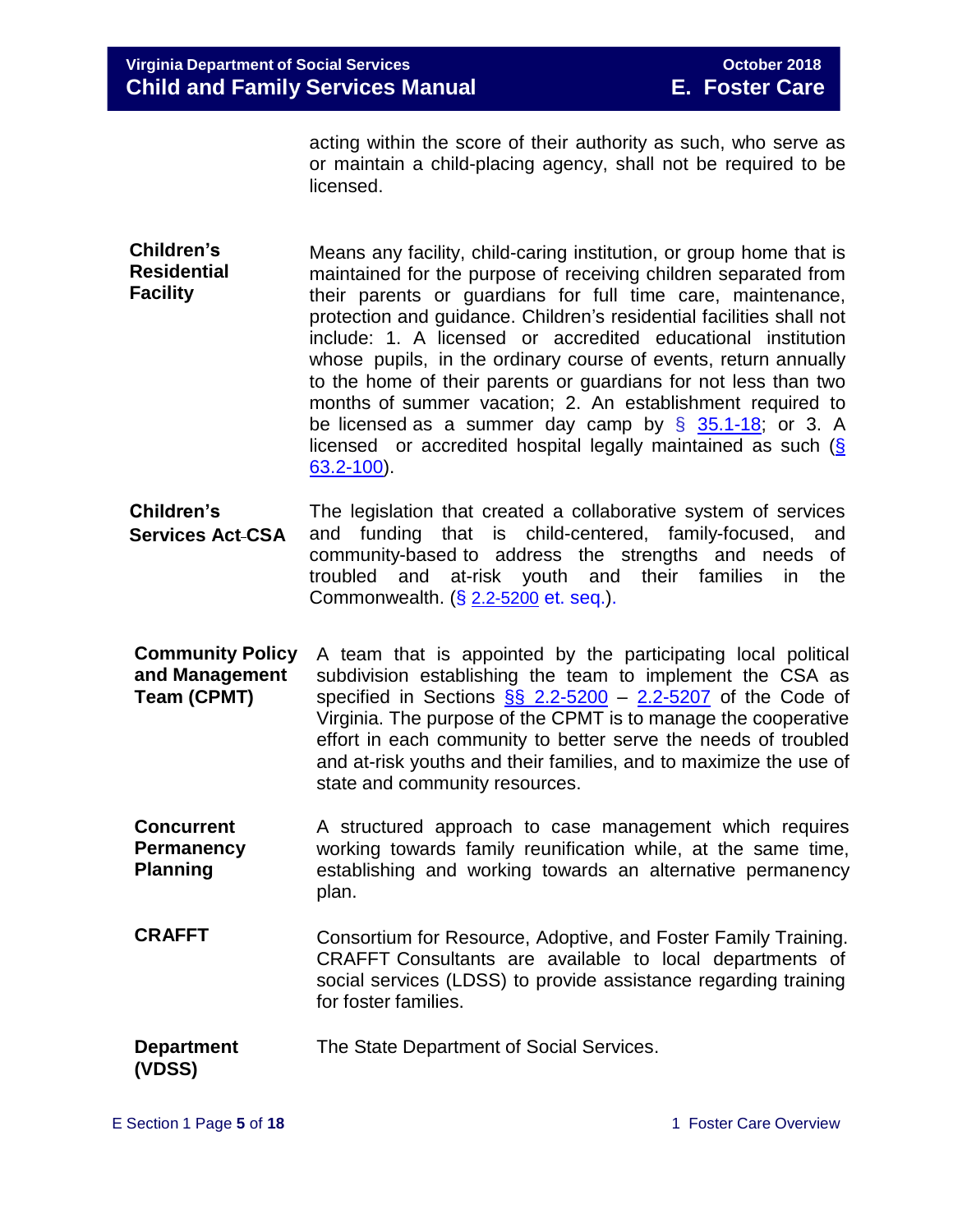acting within the score of their authority as such, who serve as or maintain a child-placing agency, shall not be required to be licensed.

**Children's Residential Facility**

Means any facility, child-caring institution, or group home that is maintained for the purpose of receiving children separated from their parents or guardians for full time care, maintenance, protection and guidance. Children's residential facilities shall not include: 1. A licensed or accredited educational institution whose pupils, in the ordinary course of events, return annually to the home of their parents or guardians for not less than two months of summer vacation; 2. An establishment required to be licensed as a summer day camp by § 35.1-18; or 3. A licensed or accredited hospital legally maintained as such (§ 63.2-100).

**Children's Services Act-CSA**

The legislation that created a collaborative system of services and funding that is child-centered, family-focused, and community-based to address the strengths and needs of troubled and at-risk youth and their families in the Commonwealth. (§ 2.2-5200 et. seq.).

**Community Policy and Management Team (CPMT)**

A team that is appointed by the participating local political subdivision establishing the team to implement the CSA as specified in Sections §§ 2.2-5200 – 2.2-5207 of the Code of Virginia. The purpose of the CPMT is to manage the cooperative effort in each community to better serve the needs of troubled and at-risk youths and their families, and to maximize the use of state and community resources.

**Concurrent Permanency Planning**

A structured approach to case management which requires working towards family reunification while, at the same time, establishing and working towards an alternative permanency plan.

**CRAFFT**

Consortium for Resource, Adoptive, and Foster Family Training. CRAFFT Consultants are available to local departments of social services (LDSS) to provide assistance regarding training for foster families.

**Department (VDSS)**

The State Department of Social Services.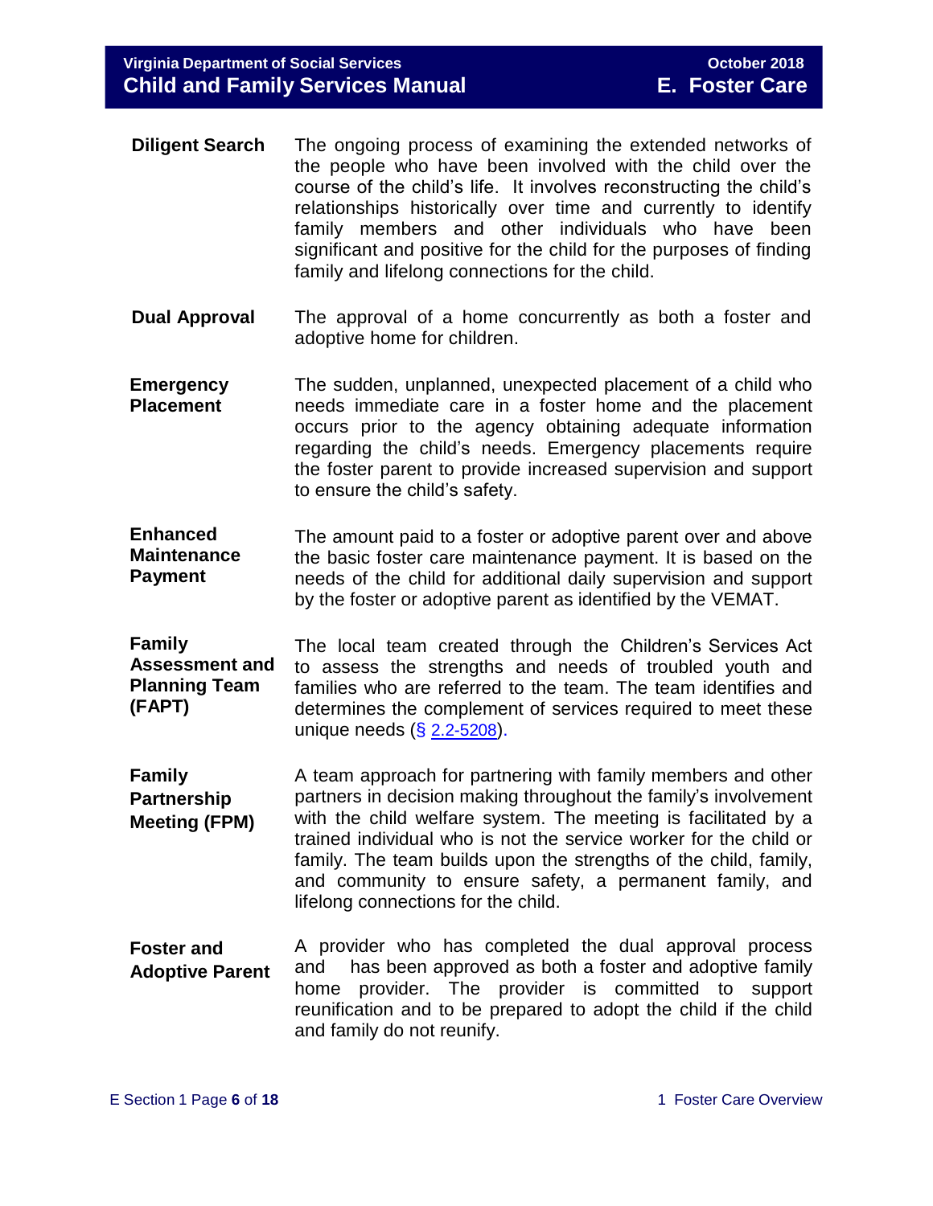**Diligent Search** The ongoing process of examining the extended networks of the people who have been involved with the child over the course of the child's life. It involves reconstructing the child's relationships historically over time and currently to identify family members and other individuals who have been significant and positive for the child for the purposes of finding family and lifelong connections for the child.

**Dual Approval** The approval of a home concurrently as both a foster and adoptive home for children.

**Emergency Placement** The sudden, unplanned, unexpected placement of a child who needs immediate care in a foster home and the placement occurs prior to the agency obtaining adequate information regarding the child's needs. Emergency placements require the foster parent to provide increased supervision and support to ensure the child's safety.

**Enhanced Maintenance Payment** The amount paid to a foster or adoptive parent over and above the basic foster care maintenance payment. It is based on the needs of the child for additional daily supervision and support by the foster or adoptive parent as identified by the VEMAT.

**Family Assessment and Planning Team (FAPT)** The local team created through the Children's Services Act to assess the strengths and needs of troubled youth and families who are referred to the team. The team identifies and determines the complement of services required to meet these unique needs (§ 2.2-5208).

**Family Partnership Meeting (FPM)** A team approach for partnering with family members and other partners in decision making throughout the family's involvement with the child welfare system. The meeting is facilitated by a trained individual who is not the service worker for the child or family. The team builds upon the strengths of the child, family, and community to ensure safety, a permanent family, and lifelong connections for the child.

**Foster and Adoptive Parent** A provider who has completed the dual approval process and has been approved as both a foster and adoptive family home provider. The provider is committed to support reunification and to be prepared to adopt the child if the child and family do not reunify.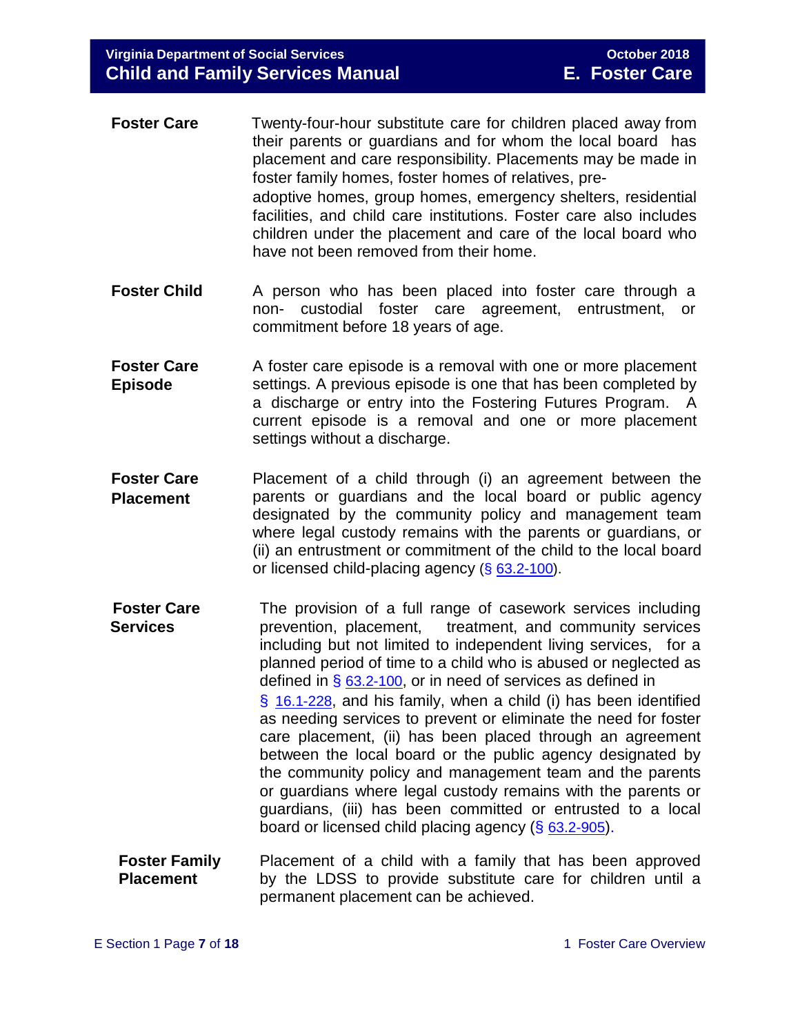**Foster Care** Twenty-four-hour substitute care for children placed away from their parents or guardians and for whom the local board has placement and care responsibility. Placements may be made in foster family homes, foster homes of relatives, pre-adoptive homes, group homes, emergency shelters, residential facilities, and child care institutions. Foster care also includes children under the placement and care of the local board who have not been removed from their home.

**Foster Child** A person who has been placed into foster care through a non- custodial foster care agreement, entrustment, or commitment before 18 years of age.

**Foster Care Episode** A foster care episode is a removal with one or more placement settings. A previous episode is one that has been completed by a discharge or entry into the Fostering Futures Program. A current episode is a removal and one or more placement settings without a discharge.

**Foster Care Placement** Placement of a child through (i) an agreement between the parents or guardians and the local board or public agency designated by the community policy and management team where legal custody remains with the parents or guardians, or (ii) an entrustment or commitment of the child to the local board or licensed child-placing agency (§ 63.2-100).

**Foster Care Services** The provision of a full range of casework services including prevention, placement, treatment, and community services including but not limited to independent living services, for a planned period of time to a child who is abused or neglected as defined in § 63.2-100, or in need of services as defined in § 16.1-228, and his family, when a child (i) has been identified as needing services to prevent or eliminate the need for foster care placement, (ii) has been placed through an agreement between the local board or the public agency designated by the community policy and management team and the parents or guardians where legal custody remains with the parents or guardians, (iii) has been committed or entrusted to a local board or licensed child placing agency (§ 63.2-905).

**Foster Family Placement** Placement of a child with a family that has been approved by the LDSS to provide substitute care for children until a permanent placement can be achieved.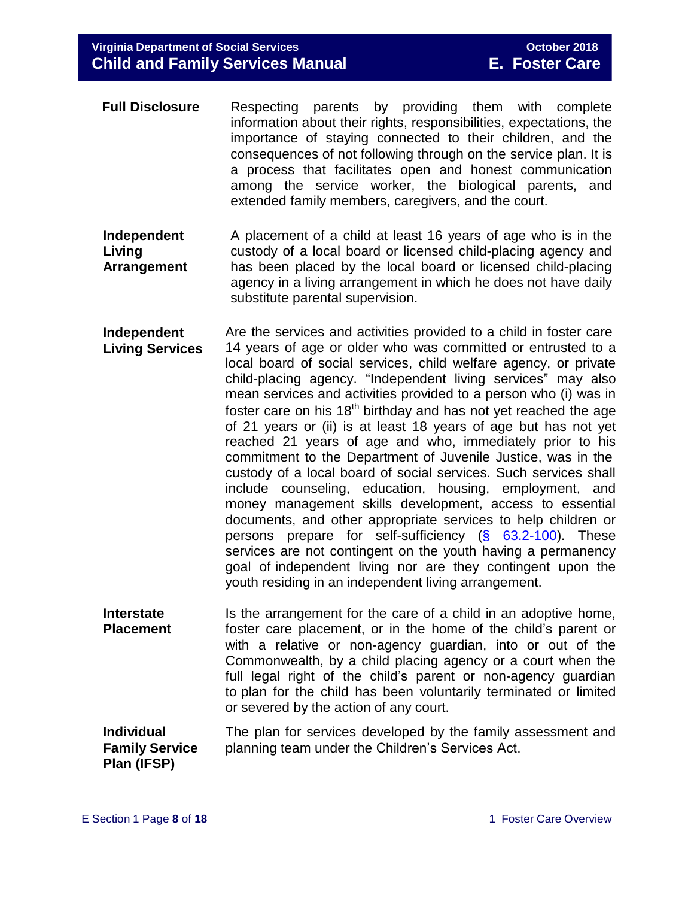**Full Disclosure**

Respecting parents by providing them with complete information about their rights, responsibilities, expectations, the importance of staying connected to their children, and the consequences of not following through on the service plan. It is a process that facilitates open and honest communication among the service worker, the biological parents, and extended family members, caregivers, and the court.

**Independent Living Arrangement**

A placement of a child at least 16 years of age who is in the custody of a local board or licensed child-placing agency and has been placed by the local board or licensed child-placing agency in a living arrangement in which he does not have daily substitute parental supervision.

**Independent Living Services**

Are the services and activities provided to a child in foster care 14 years of age or older who was committed or entrusted to a local board of social services, child welfare agency, or private child-placing agency. "Independent living services" may also mean services and activities provided to a person who (i) was in foster care on his 18th birthday and has not yet reached the age of 21 years or (ii) is at least 18 years of age but has not yet reached 21 years of age and who, immediately prior to his commitment to the Department of Juvenile Justice, was in the custody of a local board of social services. Such services shall include counseling, education, housing, employment, and money management skills development, access to essential documents, and other appropriate services to help children or persons prepare for self-sufficiency ([§ 63.2-100](#)). These services are not contingent on the youth having a permanency goal of independent living nor are they contingent upon the youth residing in an independent living arrangement.

**Interstate Placement**

Is the arrangement for the care of a child in an adoptive home, foster care placement, or in the home of the child's parent or with a relative or non-agency guardian, into or out of the Commonwealth, by a child placing agency or a court when the full legal right of the child's parent or non-agency guardian to plan for the child has been voluntarily terminated or limited or severed by the action of any court.

**Individual Family Service Plan (IFSP)**

The plan for services developed by the family assessment and planning team under the Children's Services Act.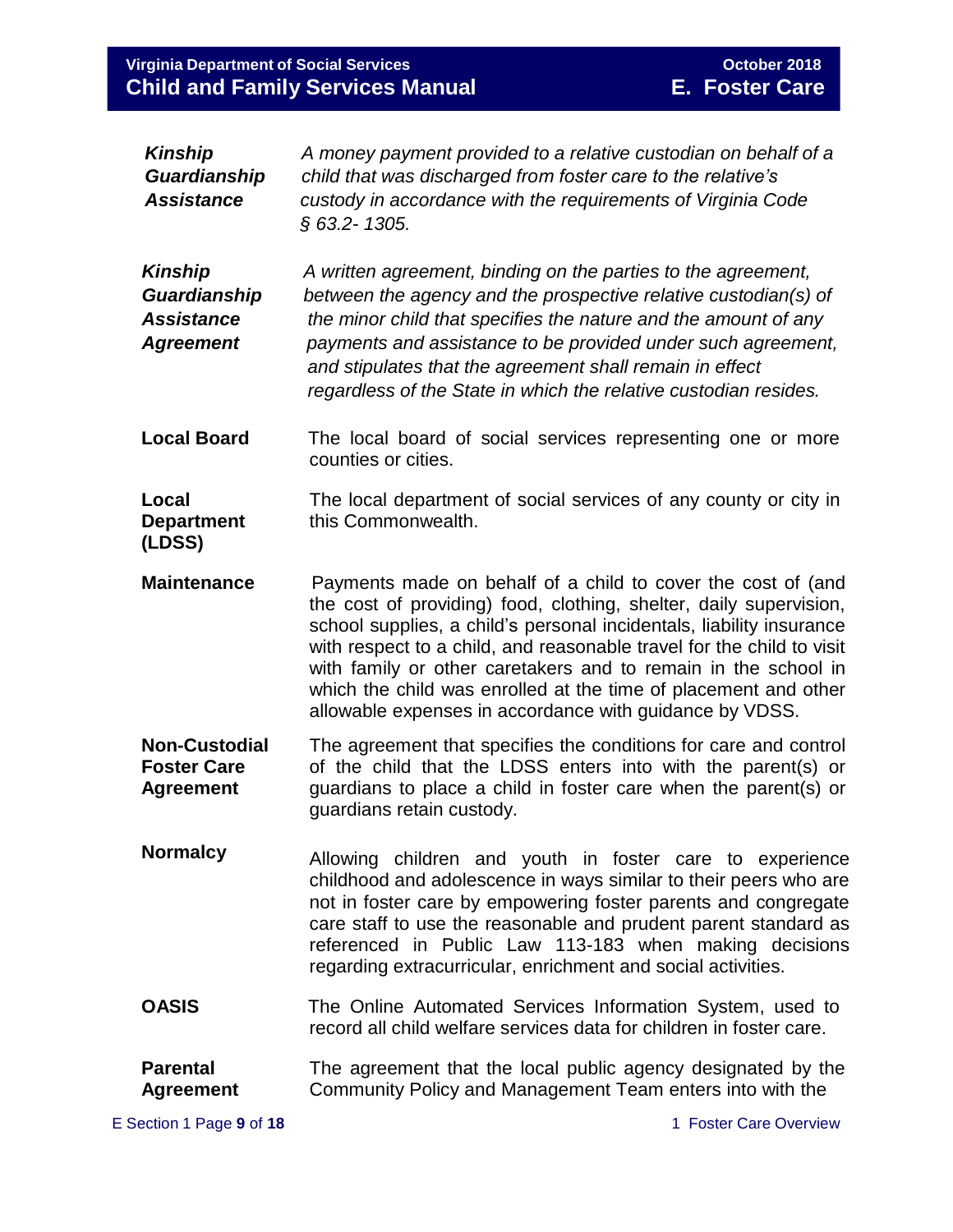***Kinship Guardianship Assistance*** *A money payment provided to a relative custodian on behalf of a child that was discharged from foster care to the relative's custody in accordance with the requirements of Virginia Code § 63.2- 1305.*

***Kinship Guardianship Assistance Agreement*** *A written agreement, binding on the parties to the agreement, between the agency and the prospective relative custodian(s) of the minor child that specifies the nature and the amount of any payments and assistance to be provided under such agreement, and stipulates that the agreement shall remain in effect regardless of the State in which the relative custodian resides.*

**Local Board** The local board of social services representing one or more counties or cities.

**Local Department (LDSS)** The local department of social services of any county or city in this Commonwealth.

**Maintenance** Payments made on behalf of a child to cover the cost of (and the cost of providing) food, clothing, shelter, daily supervision, school supplies, a child's personal incidentals, liability insurance with respect to a child, and reasonable travel for the child to visit with family or other caretakers and to remain in the school in which the child was enrolled at the time of placement and other allowable expenses in accordance with guidance by VDSS.

**Non-Custodial Foster Care Agreement** The agreement that specifies the conditions for care and control of the child that the LDSS enters into with the parent(s) or guardians to place a child in foster care when the parent(s) or guardians retain custody.

**Normalcy** Allowing children and youth in foster care to experience childhood and adolescence in ways similar to their peers who are not in foster care by empowering foster parents and congregate care staff to use the reasonable and prudent parent standard as referenced in Public Law 113-183 when making decisions regarding extracurricular, enrichment and social activities.

**OASIS** The Online Automated Services Information System, used to record all child welfare services data for children in foster care.

**Parental Agreement** The agreement that the local public agency designated by the Community Policy and Management Team enters into with the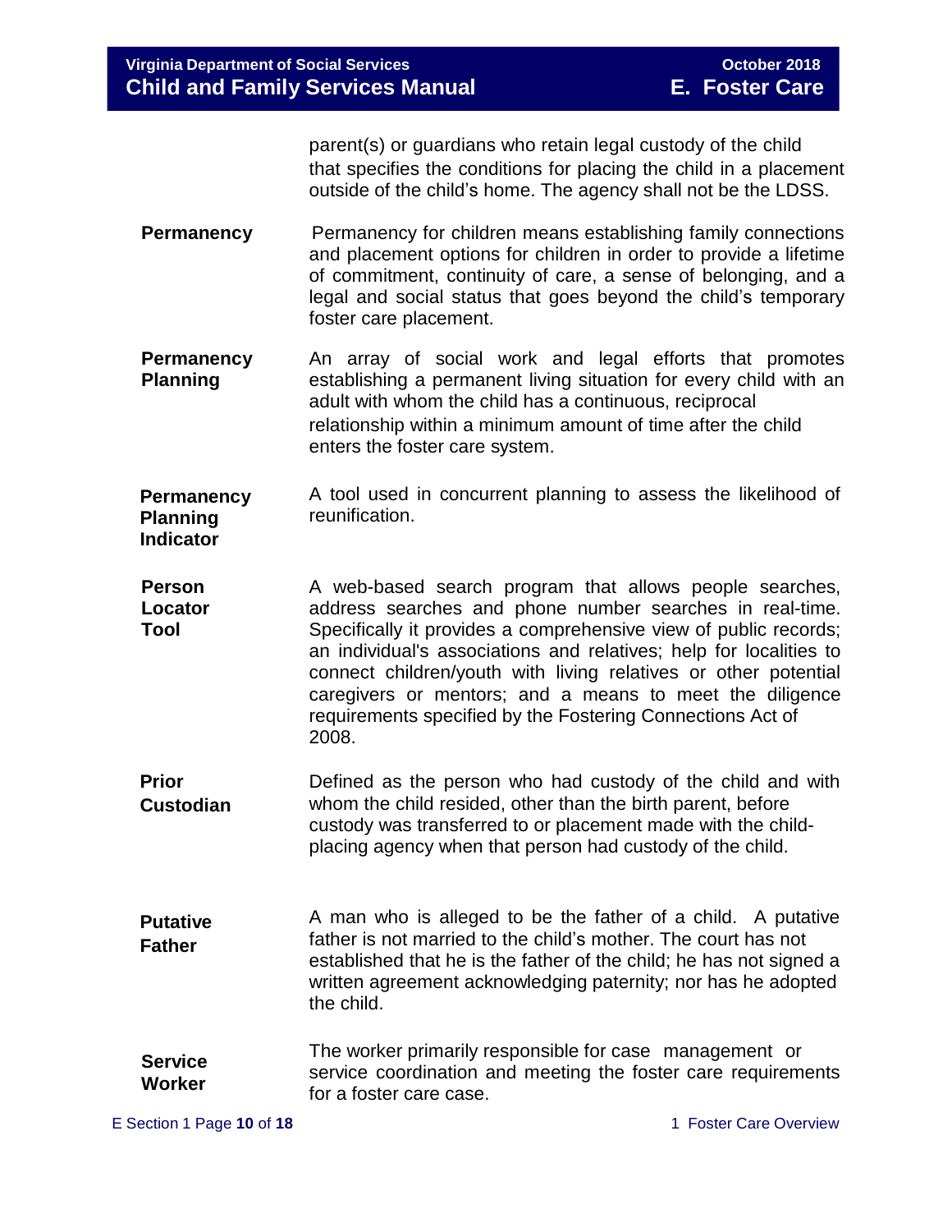parent(s) or guardians who retain legal custody of the child that specifies the conditions for placing the child in a placement outside of the child's home. The agency shall not be the LDSS.

| | |
|---|---|
| **Permanency** | Permanency for children means establishing family connections and placement options for children in order to provide a lifetime of commitment, continuity of care, a sense of belonging, and a legal and social status that goes beyond the child's temporary foster care placement. |
| **Permanency Planning** | An array of social work and legal efforts that promotes establishing a permanent living situation for every child with an adult with whom the child has a continuous, reciprocal relationship within a minimum amount of time after the child enters the foster care system. |
| **Permanency Planning Indicator** | A tool used in concurrent planning to assess the likelihood of reunification. |
| **Person Locator Tool** | A web-based search program that allows people searches, address searches and phone number searches in real-time. Specifically it provides a comprehensive view of public records; an individual's associations and relatives; help for localities to connect children/youth with living relatives or other potential caregivers or mentors; and a means to meet the diligence requirements specified by the Fostering Connections Act of 2008. |
| **Prior Custodian** | Defined as the person who had custody of the child and with whom the child resided, other than the birth parent, before custody was transferred to or placement made with the child-placing agency when that person had custody of the child. |
| **Putative Father** | A man who is alleged to be the father of a child. A putative father is not married to the child's mother. The court has not established that he is the father of the child; he has not signed a written agreement acknowledging paternity; nor has he adopted the child. |
| **Service Worker** | The worker primarily responsible for case management or service coordination and meeting the foster care requirements for a foster care case. |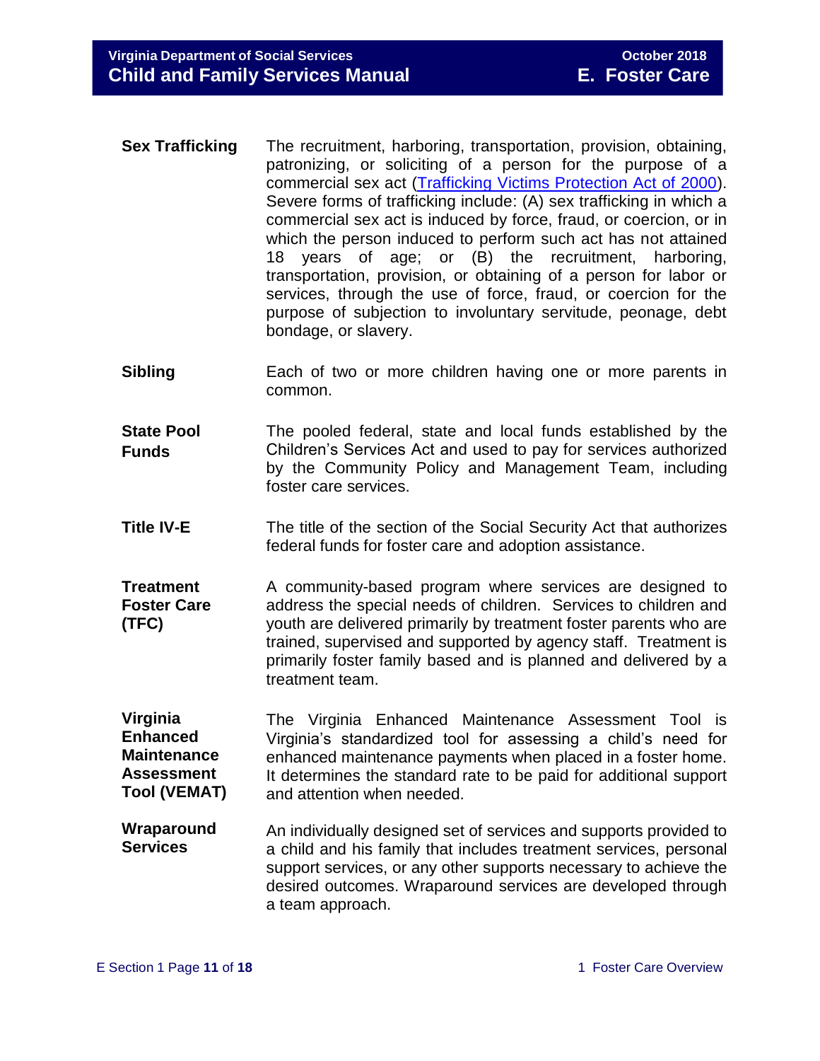| | |
|---|---|
| **Sex Trafficking** | The recruitment, harboring, transportation, provision, obtaining, patronizing, or soliciting of a person for the purpose of a commercial sex act ([Trafficking Victims Protection Act of 2000](#)). Severe forms of trafficking include: (A) sex trafficking in which a commercial sex act is induced by force, fraud, or coercion, or in which the person induced to perform such act has not attained 18 years of age; or (B) the recruitment, harboring, transportation, provision, or obtaining of a person for labor or services, through the use of force, fraud, or coercion for the purpose of subjection to involuntary servitude, peonage, debt bondage, or slavery. |
| **Sibling** | Each of two or more children having one or more parents in common. |
| **State Pool Funds** | The pooled federal, state and local funds established by the Children's Services Act and used to pay for services authorized by the Community Policy and Management Team, including foster care services. |
| **Title IV-E** | The title of the section of the Social Security Act that authorizes federal funds for foster care and adoption assistance. |
| **Treatment Foster Care (TFC)** | A community-based program where services are designed to address the special needs of children. Services to children and youth are delivered primarily by treatment foster parents who are trained, supervised and supported by agency staff. Treatment is primarily foster family based and is planned and delivered by a treatment team. |
| **Virginia Enhanced Maintenance Assessment Tool (VEMAT)** | The Virginia Enhanced Maintenance Assessment Tool is Virginia's standardized tool for assessing a child's need for enhanced maintenance payments when placed in a foster home. It determines the standard rate to be paid for additional support and attention when needed. |
| **Wraparound Services** | An individually designed set of services and supports provided to a child and his family that includes treatment services, personal support services, or any other supports necessary to achieve the desired outcomes. Wraparound services are developed through a team approach. |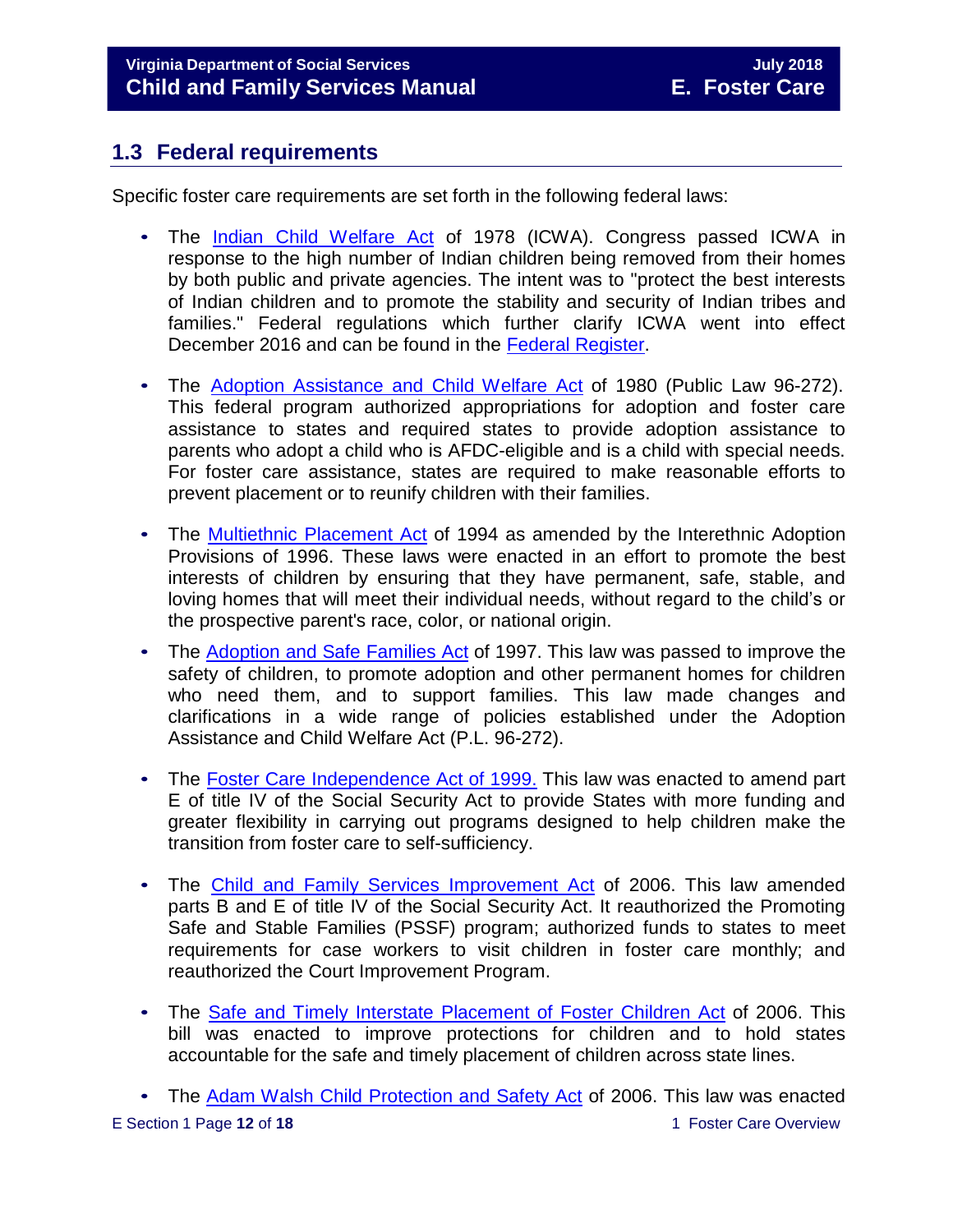## 1.3 Federal requirements

Specific foster care requirements are set forth in the following federal laws:

- The Indian Child Welfare Act of 1978 (ICWA). Congress passed ICWA in response to the high number of Indian children being removed from their homes by both public and private agencies. The intent was to "protect the best interests of Indian children and to promote the stability and security of Indian tribes and families." Federal regulations which further clarify ICWA went into effect December 2016 and can be found in the Federal Register.

- The Adoption Assistance and Child Welfare Act of 1980 (Public Law 96-272). This federal program authorized appropriations for adoption and foster care assistance to states and required states to provide adoption assistance to parents who adopt a child who is AFDC-eligible and is a child with special needs. For foster care assistance, states are required to make reasonable efforts to prevent placement or to reunify children with their families.

- The Multiethnic Placement Act of 1994 as amended by the Interethnic Adoption Provisions of 1996. These laws were enacted in an effort to promote the best interests of children by ensuring that they have permanent, safe, stable, and loving homes that will meet their individual needs, without regard to the child's or the prospective parent's race, color, or national origin.

- The Adoption and Safe Families Act of 1997. This law was passed to improve the safety of children, to promote adoption and other permanent homes for children who need them, and to support families. This law made changes and clarifications in a wide range of policies established under the Adoption Assistance and Child Welfare Act (P.L. 96-272).

- The Foster Care Independence Act of 1999. This law was enacted to amend part E of title IV of the Social Security Act to provide States with more funding and greater flexibility in carrying out programs designed to help children make the transition from foster care to self-sufficiency.

- The Child and Family Services Improvement Act of 2006. This law amended parts B and E of title IV of the Social Security Act. It reauthorized the Promoting Safe and Stable Families (PSSF) program; authorized funds to states to meet requirements for case workers to visit children in foster care monthly; and reauthorized the Court Improvement Program.

- The Safe and Timely Interstate Placement of Foster Children Act of 2006. This bill was enacted to improve protections for children and to hold states accountable for the safe and timely placement of children across state lines.

- The Adam Walsh Child Protection and Safety Act of 2006. This law was enacted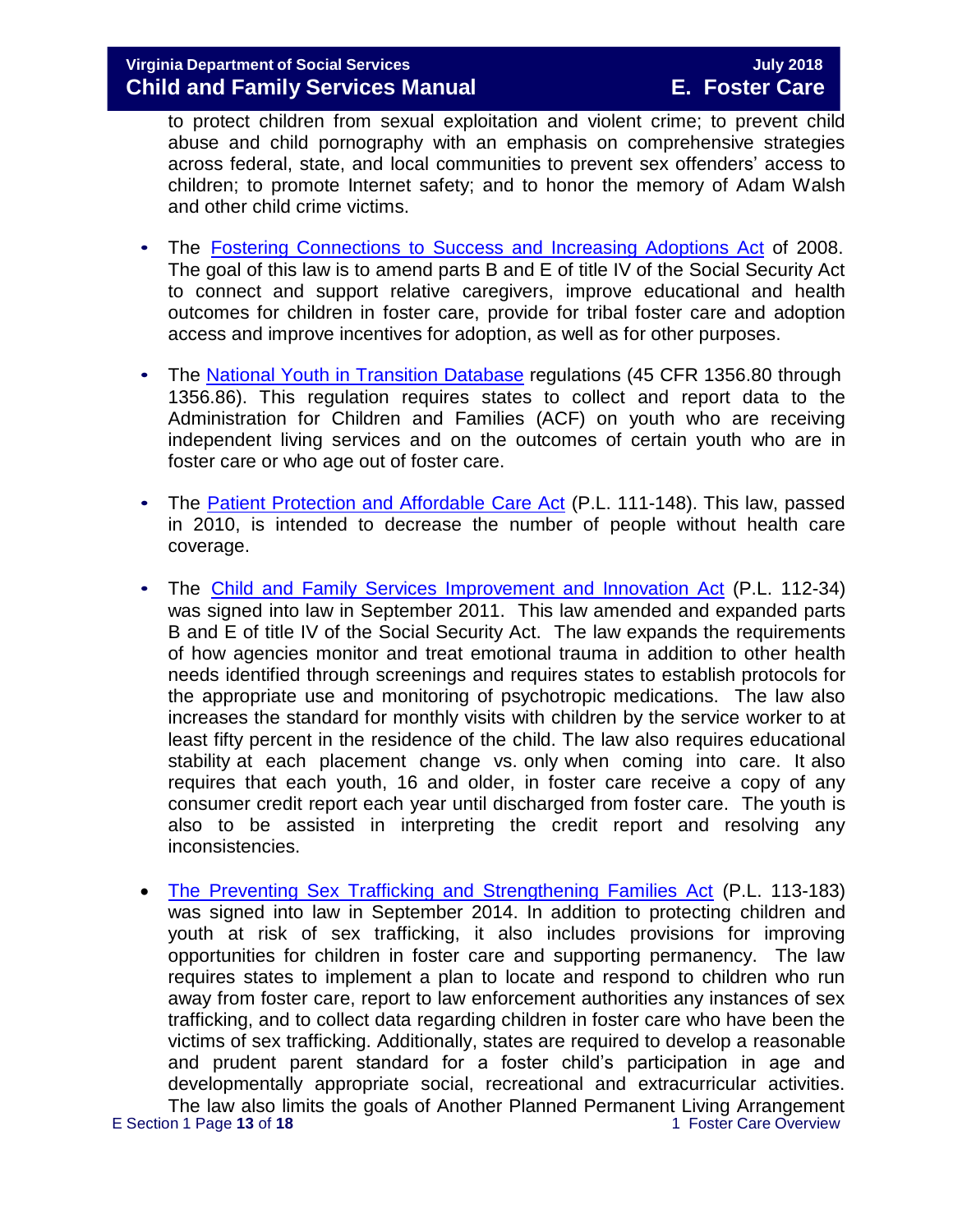to protect children from sexual exploitation and violent crime; to prevent child abuse and child pornography with an emphasis on comprehensive strategies across federal, state, and local communities to prevent sex offenders' access to children; to promote Internet safety; and to honor the memory of Adam Walsh and other child crime victims.

- The Fostering Connections to Success and Increasing Adoptions Act of 2008. The goal of this law is to amend parts B and E of title IV of the Social Security Act to connect and support relative caregivers, improve educational and health outcomes for children in foster care, provide for tribal foster care and adoption access and improve incentives for adoption, as well as for other purposes.

- The National Youth in Transition Database regulations (45 CFR 1356.80 through 1356.86). This regulation requires states to collect and report data to the Administration for Children and Families (ACF) on youth who are receiving independent living services and on the outcomes of certain youth who are in foster care or who age out of foster care.

- The Patient Protection and Affordable Care Act (P.L. 111-148). This law, passed in 2010, is intended to decrease the number of people without health care coverage.

- The Child and Family Services Improvement and Innovation Act (P.L. 112-34) was signed into law in September 2011. This law amended and expanded parts B and E of title IV of the Social Security Act. The law expands the requirements of how agencies monitor and treat emotional trauma in addition to other health needs identified through screenings and requires states to establish protocols for the appropriate use and monitoring of psychotropic medications. The law also increases the standard for monthly visits with children by the service worker to at least fifty percent in the residence of the child. The law also requires educational stability at each placement change vs. only when coming into care. It also requires that each youth, 16 and older, in foster care receive a copy of any consumer credit report each year until discharged from foster care. The youth is also to be assisted in interpreting the credit report and resolving any inconsistencies.

- The Preventing Sex Trafficking and Strengthening Families Act (P.L. 113-183) was signed into law in September 2014. In addition to protecting children and youth at risk of sex trafficking, it also includes provisions for improving opportunities for children in foster care and supporting permanency. The law requires states to implement a plan to locate and respond to children who run away from foster care, report to law enforcement authorities any instances of sex trafficking, and to collect data regarding children in foster care who have been the victims of sex trafficking. Additionally, states are required to develop a reasonable and prudent parent standard for a foster child's participation in age and developmentally appropriate social, recreational and extracurricular activities. The law also limits the goals of Another Planned Permanent Living Arrangement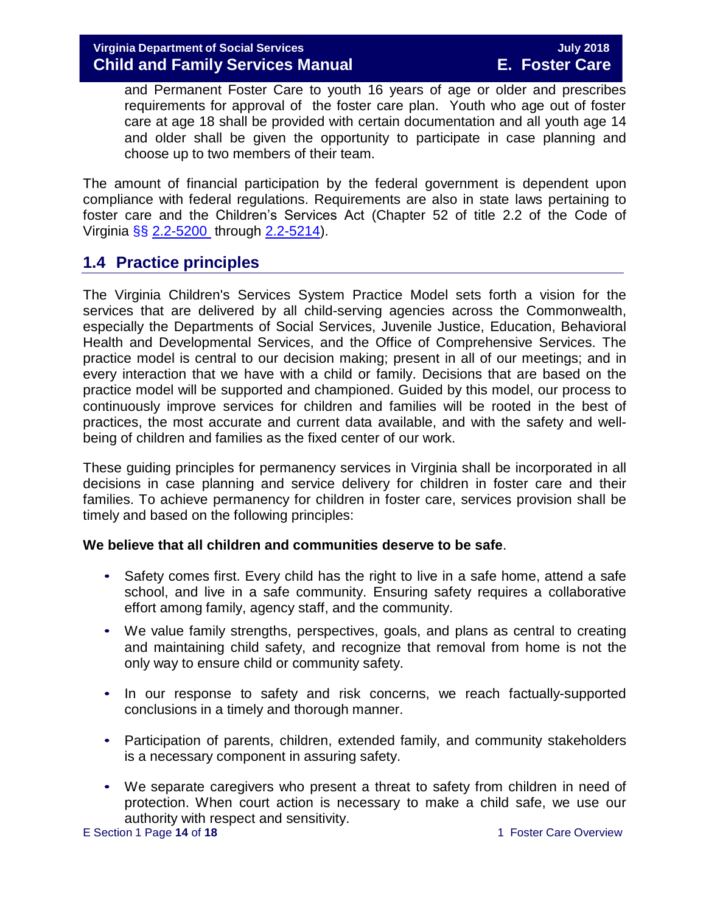and Permanent Foster Care to youth 16 years of age or older and prescribes requirements for approval of the foster care plan. Youth who age out of foster care at age 18 shall be provided with certain documentation and all youth age 14 and older shall be given the opportunity to participate in case planning and choose up to two members of their team.

The amount of financial participation by the federal government is dependent upon compliance with federal regulations. Requirements are also in state laws pertaining to foster care and the Children's Services Act (Chapter 52 of title 2.2 of the Code of Virginia §§ 2.2-5200 through 2.2-5214).

## 1.4 Practice principles

The Virginia Children's Services System Practice Model sets forth a vision for the services that are delivered by all child-serving agencies across the Commonwealth, especially the Departments of Social Services, Juvenile Justice, Education, Behavioral Health and Developmental Services, and the Office of Comprehensive Services. The practice model is central to our decision making; present in all of our meetings; and in every interaction that we have with a child or family. Decisions that are based on the practice model will be supported and championed. Guided by this model, our process to continuously improve services for children and families will be rooted in the best of practices, the most accurate and current data available, and with the safety and well-being of children and families as the fixed center of our work.

These guiding principles for permanency services in Virginia shall be incorporated in all decisions in case planning and service delivery for children in foster care and their families. To achieve permanency for children in foster care, services provision shall be timely and based on the following principles:

**We believe that all children and communities deserve to be safe**.

- Safety comes first. Every child has the right to live in a safe home, attend a safe school, and live in a safe community. Ensuring safety requires a collaborative effort among family, agency staff, and the community.
- We value family strengths, perspectives, goals, and plans as central to creating and maintaining child safety, and recognize that removal from home is not the only way to ensure child or community safety.
- In our response to safety and risk concerns, we reach factually-supported conclusions in a timely and thorough manner.
- Participation of parents, children, extended family, and community stakeholders is a necessary component in assuring safety.
- We separate caregivers who present a threat to safety from children in need of protection. When court action is necessary to make a child safe, we use our authority with respect and sensitivity.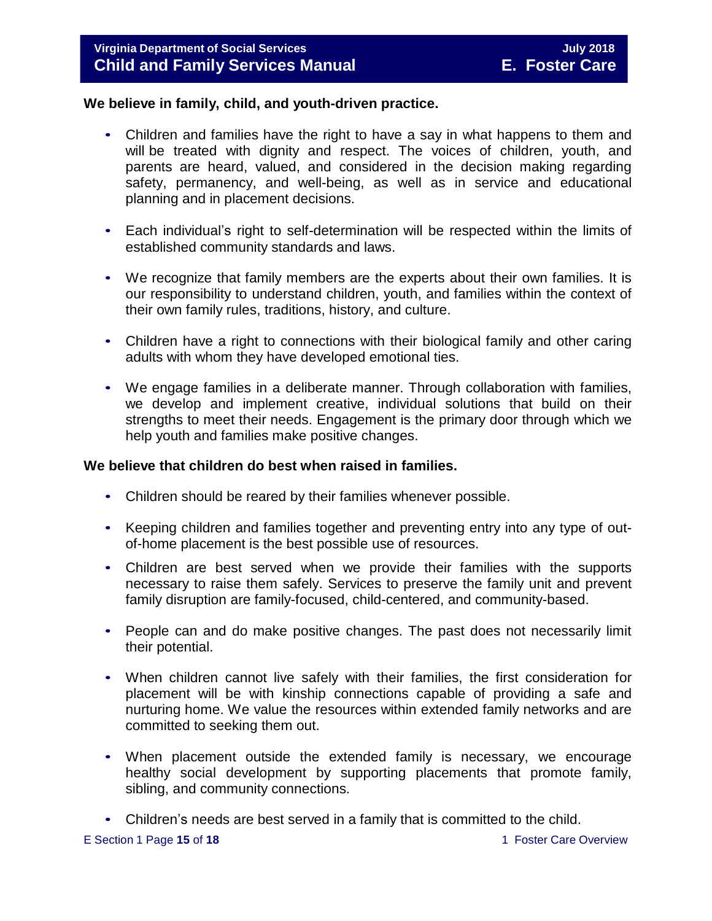**We believe in family, child, and youth-driven practice.**

- Children and families have the right to have a say in what happens to them and will be treated with dignity and respect. The voices of children, youth, and parents are heard, valued, and considered in the decision making regarding safety, permanency, and well-being, as well as in service and educational planning and in placement decisions.

- Each individual's right to self-determination will be respected within the limits of established community standards and laws.

- We recognize that family members are the experts about their own families. It is our responsibility to understand children, youth, and families within the context of their own family rules, traditions, history, and culture.

- Children have a right to connections with their biological family and other caring adults with whom they have developed emotional ties.

- We engage families in a deliberate manner. Through collaboration with families, we develop and implement creative, individual solutions that build on their strengths to meet their needs. Engagement is the primary door through which we help youth and families make positive changes.

**We believe that children do best when raised in families.**

- Children should be reared by their families whenever possible.

- Keeping children and families together and preventing entry into any type of out-of-home placement is the best possible use of resources.

- Children are best served when we provide their families with the supports necessary to raise them safely. Services to preserve the family unit and prevent family disruption are family-focused, child-centered, and community-based.

- People can and do make positive changes. The past does not necessarily limit their potential.

- When children cannot live safely with their families, the first consideration for placement will be with kinship connections capable of providing a safe and nurturing home. We value the resources within extended family networks and are committed to seeking them out.

- When placement outside the extended family is necessary, we encourage healthy social development by supporting placements that promote family, sibling, and community connections.

- Children's needs are best served in a family that is committed to the child.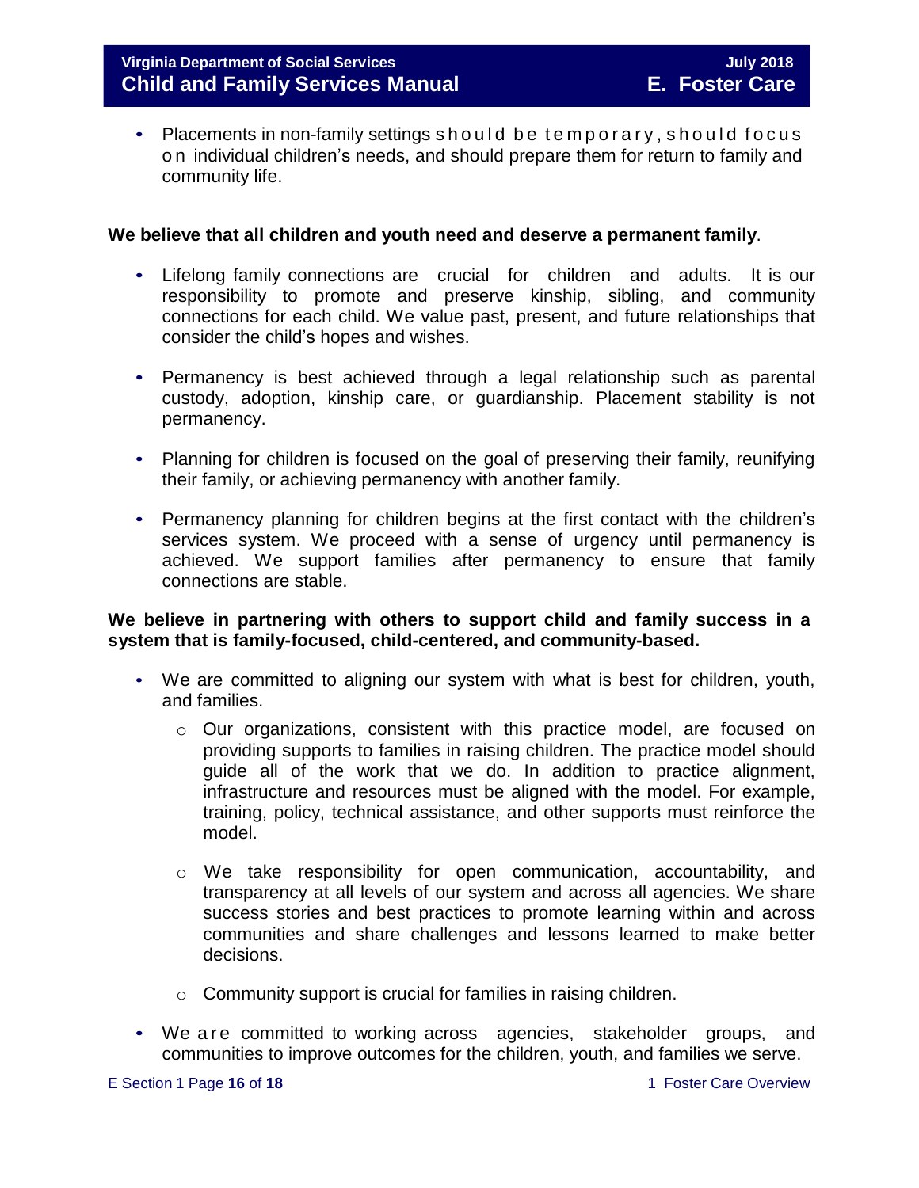- Placements in non-family settings should be temporary, should focus on individual children's needs, and should prepare them for return to family and community life.

**We believe that all children and youth need and deserve a permanent family**.

- Lifelong family connections are crucial for children and adults. It is our responsibility to promote and preserve kinship, sibling, and community connections for each child. We value past, present, and future relationships that consider the child's hopes and wishes.

- Permanency is best achieved through a legal relationship such as parental custody, adoption, kinship care, or guardianship. Placement stability is not permanency.

- Planning for children is focused on the goal of preserving their family, reunifying their family, or achieving permanency with another family.

- Permanency planning for children begins at the first contact with the children's services system. We proceed with a sense of urgency until permanency is achieved. We support families after permanency to ensure that family connections are stable.

**We believe in partnering with others to support child and family success in a system that is family-focused, child-centered, and community-based.**

- We are committed to aligning our system with what is best for children, youth, and families.
  - Our organizations, consistent with this practice model, are focused on providing supports to families in raising children. The practice model should guide all of the work that we do. In addition to practice alignment, infrastructure and resources must be aligned with the model. For example, training, policy, technical assistance, and other supports must reinforce the model.

  - We take responsibility for open communication, accountability, and transparency at all levels of our system and across all agencies. We share success stories and best practices to promote learning within and across communities and share challenges and lessons learned to make better decisions.

  - Community support is crucial for families in raising children.

- We are committed to working across agencies, stakeholder groups, and communities to improve outcomes for the children, youth, and families we serve.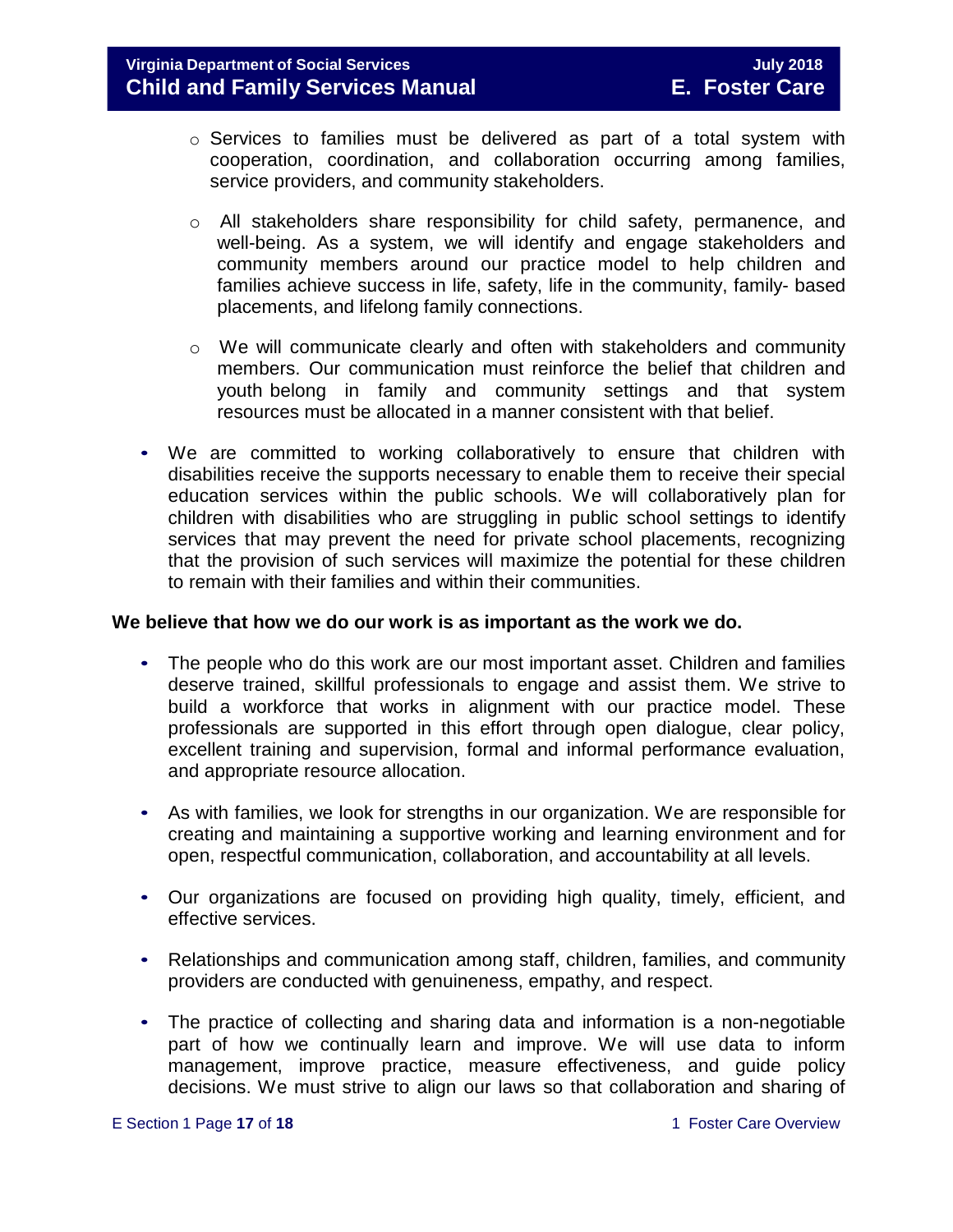- Services to families must be delivered as part of a total system with cooperation, coordination, and collaboration occurring among families, service providers, and community stakeholders.

  - All stakeholders share responsibility for child safety, permanence, and well-being. As a system, we will identify and engage stakeholders and community members around our practice model to help children and families achieve success in life, safety, life in the community, family- based placements, and lifelong family connections.

  - We will communicate clearly and often with stakeholders and community members. Our communication must reinforce the belief that children and youth belong in family and community settings and that system resources must be allocated in a manner consistent with that belief.

- We are committed to working collaboratively to ensure that children with disabilities receive the supports necessary to enable them to receive their special education services within the public schools. We will collaboratively plan for children with disabilities who are struggling in public school settings to identify services that may prevent the need for private school placements, recognizing that the provision of such services will maximize the potential for these children to remain with their families and within their communities.

**We believe that how we do our work is as important as the work we do.**

- The people who do this work are our most important asset. Children and families deserve trained, skillful professionals to engage and assist them. We strive to build a workforce that works in alignment with our practice model. These professionals are supported in this effort through open dialogue, clear policy, excellent training and supervision, formal and informal performance evaluation, and appropriate resource allocation.

- As with families, we look for strengths in our organization. We are responsible for creating and maintaining a supportive working and learning environment and for open, respectful communication, collaboration, and accountability at all levels.

- Our organizations are focused on providing high quality, timely, efficient, and effective services.

- Relationships and communication among staff, children, families, and community providers are conducted with genuineness, empathy, and respect.

- The practice of collecting and sharing data and information is a non-negotiable part of how we continually learn and improve. We will use data to inform management, improve practice, measure effectiveness, and guide policy decisions. We must strive to align our laws so that collaboration and sharing of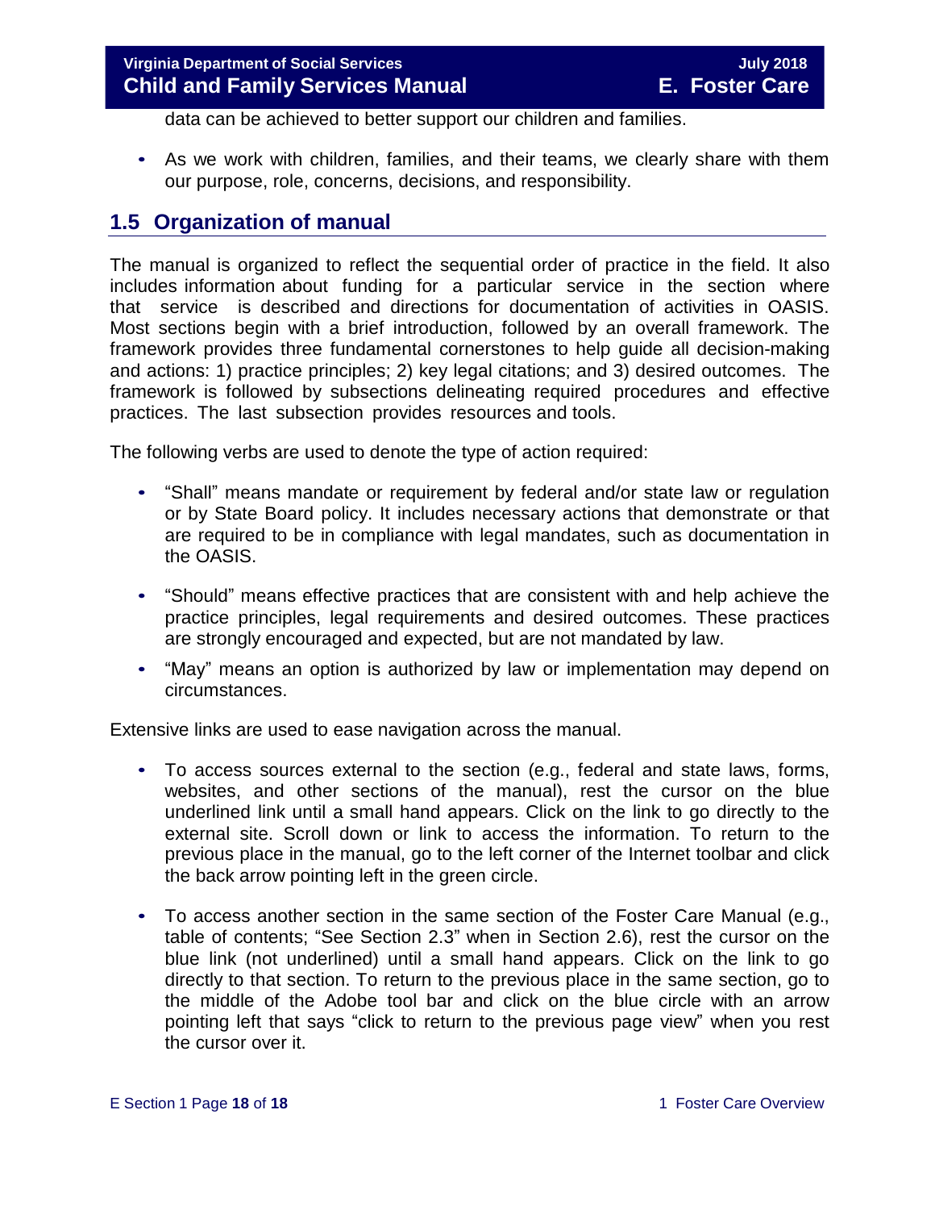data can be achieved to better support our children and families.

- As we work with children, families, and their teams, we clearly share with them our purpose, role, concerns, decisions, and responsibility.

## 1.5 Organization of manual

The manual is organized to reflect the sequential order of practice in the field. It also includes information about funding for a particular service in the section where that service is described and directions for documentation of activities in OASIS. Most sections begin with a brief introduction, followed by an overall framework. The framework provides three fundamental cornerstones to help guide all decision-making and actions: 1) practice principles; 2) key legal citations; and 3) desired outcomes. The framework is followed by subsections delineating required procedures and effective practices. The last subsection provides resources and tools.

The following verbs are used to denote the type of action required:

- "Shall" means mandate or requirement by federal and/or state law or regulation or by State Board policy. It includes necessary actions that demonstrate or that are required to be in compliance with legal mandates, such as documentation in the OASIS.
- "Should" means effective practices that are consistent with and help achieve the practice principles, legal requirements and desired outcomes. These practices are strongly encouraged and expected, but are not mandated by law.
- "May" means an option is authorized by law or implementation may depend on circumstances.

Extensive links are used to ease navigation across the manual.

- To access sources external to the section (e.g., federal and state laws, forms, websites, and other sections of the manual), rest the cursor on the blue underlined link until a small hand appears. Click on the link to go directly to the external site. Scroll down or link to access the information. To return to the previous place in the manual, go to the left corner of the Internet toolbar and click the back arrow pointing left in the green circle.
- To access another section in the same section of the Foster Care Manual (e.g., table of contents; "See Section 2.3" when in Section 2.6), rest the cursor on the blue link (not underlined) until a small hand appears. Click on the link to go directly to that section. To return to the previous place in the same section, go to the middle of the Adobe tool bar and click on the blue circle with an arrow pointing left that says "click to return to the previous page view" when you rest the cursor over it.